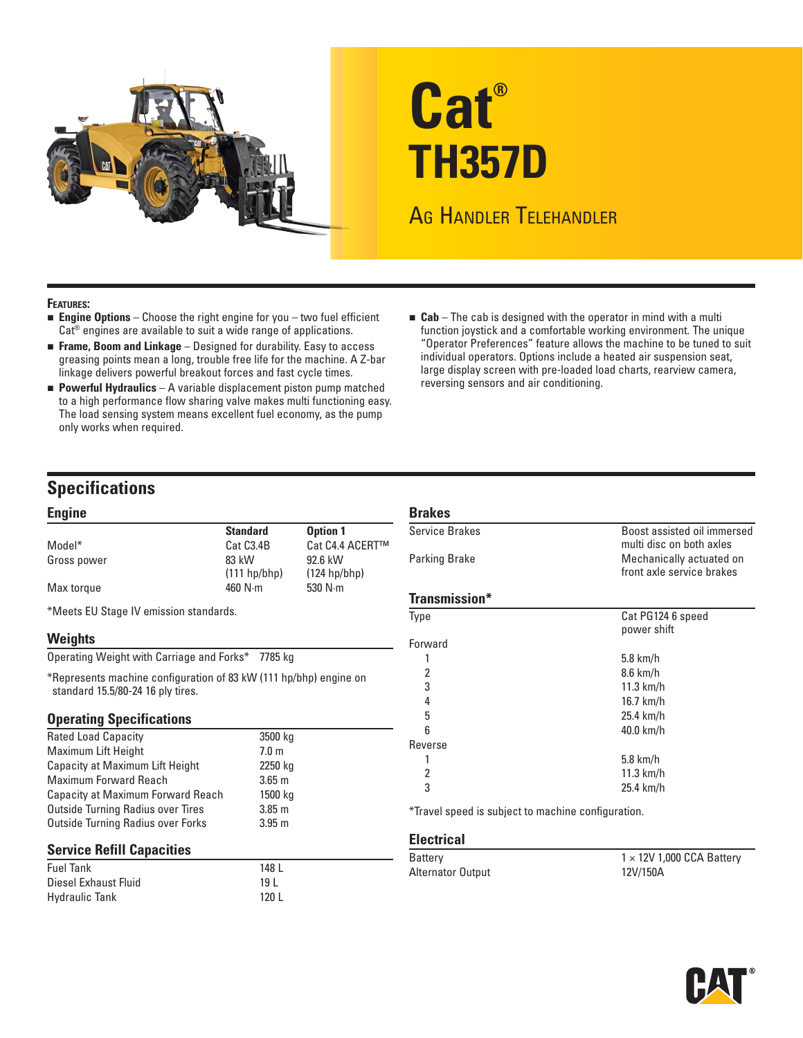# Cat® TH357D

## Ag Handler Telehandler

**Features:**

- **Engine Options** – Choose the right engine for you – two fuel efficient Cat® engines are available to suit a wide range of applications.
- **Frame, Boom and Linkage** – Designed for durability. Easy to access greasing points mean a long, trouble free life for the machine. A Z-bar linkage delivers powerful breakout forces and fast cycle times.
- **Powerful Hydraulics** – A variable displacement piston pump matched to a high performance flow sharing valve makes multi functioning easy. The load sensing system means excellent fuel economy, as the pump only works when required.
- **Cab** – The cab is designed with the operator in mind with a multi function joystick and a comfortable working environment. The unique "Operator Preferences" feature allows the machine to be tuned to suit individual operators. Options include a heated air suspension seat, large display screen with pre-loaded load charts, rearview camera, reversing sensors and air conditioning.

## Specifications

### Engine

| | Standard | Option 1 |
|---|---|---|
| Model* | Cat C3.4B | Cat C4.4 ACERT™ |
| Gross power | 83 kW (111 hp/bhp) | 92.6 kW (124 hp/bhp) |
| Max torque | 460 N·m | 530 N·m |

*Meets EU Stage IV emission standards.

### Weights

| | |
|---|---|
| Operating Weight with Carriage and Forks* | 7785 kg |

*Represents machine configuration of 83 kW (111 hp/bhp) engine on standard 15.5/80-24 16 ply tires.

### Operating Specifications

| | |
|---|---|
| Rated Load Capacity | 3500 kg |
| Maximum Lift Height | 7.0 m |
| Capacity at Maximum Lift Height | 2250 kg |
| Maximum Forward Reach | 3.65 m |
| Capacity at Maximum Forward Reach | 1500 kg |
| Outside Turning Radius over Tires | 3.85 m |
| Outside Turning Radius over Forks | 3.95 m |

### Service Refill Capacities

| | |
|---|---|
| Fuel Tank | 148 L |
| Diesel Exhaust Fluid | 19 L |
| Hydraulic Tank | 120 L |

### Brakes

| | |
|---|---|
| Service Brakes | Boost assisted oil immersed multi disc on both axles |
| Parking Brake | Mechanically actuated on front axle service brakes |

### Transmission*

| | |
|---|---|
| Type | Cat PG124 6 speed power shift |
| Forward | |
| 1 | 5.8 km/h |
| 2 | 8.6 km/h |
| 3 | 11.3 km/h |
| 4 | 16.7 km/h |
| 5 | 25.4 km/h |
| 6 | 40.0 km/h |
| Reverse | |
| 1 | 5.8 km/h |
| 2 | 11.3 km/h |
| 3 | 25.4 km/h |

*Travel speed is subject to machine configuration.

### Electrical

| | |
|---|---|
| Battery | 1 × 12V 1,000 CCA Battery |
| Alternator Output | 12V/150A |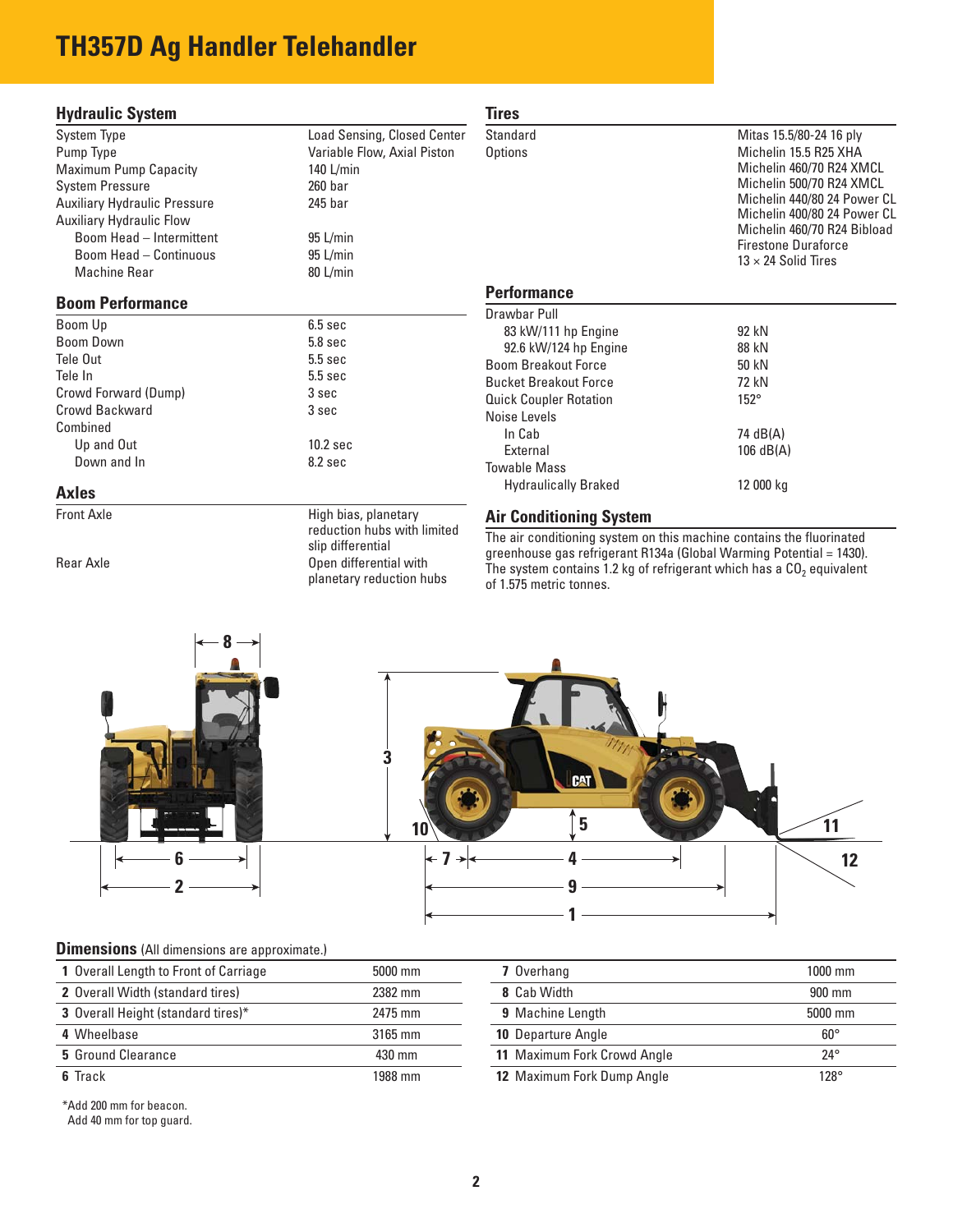# TH357D Ag Handler Telehandler

## Hydraulic System

| | |
|---|---|
| System Type | Load Sensing, Closed Center |
| Pump Type | Variable Flow, Axial Piston |
| Maximum Pump Capacity | 140 L/min |
| System Pressure | 260 bar |
| Auxiliary Hydraulic Pressure | 245 bar |
| Auxiliary Hydraulic Flow | |
| Boom Head – Intermittent | 95 L/min |
| Boom Head – Continuous | 95 L/min |
| Machine Rear | 80 L/min |

## Boom Performance

| | |
|---|---|
| Boom Up | 6.5 sec |
| Boom Down | 5.8 sec |
| Tele Out | 5.5 sec |
| Tele In | 5.5 sec |
| Crowd Forward (Dump) | 3 sec |
| Crowd Backward | 3 sec |
| Combined | |
| Up and Out | 10.2 sec |
| Down and In | 8.2 sec |

## Axles

| | |
|---|---|
| Front Axle | High bias, planetary reduction hubs with limited slip differential |
| Rear Axle | Open differential with planetary reduction hubs |

## Tires

| | |
|---|---|
| Standard | Mitas 15.5/80-24 16 ply |
| Options | Michelin 15.5 R25 XHA |
| | Michelin 460/70 R24 XMCL |
| | Michelin 500/70 R24 XMCL |
| | Michelin 440/80 24 Power CL |
| | Michelin 400/80 24 Power CL |
| | Michelin 460/70 R24 Bibload |
| | Firestone Duraforce |
| | 13 × 24 Solid Tires |

## Performance

| | |
|---|---|
| Drawbar Pull | |
| 83 kW/111 hp Engine | 92 kN |
| 92.6 kW/124 hp Engine | 88 kN |
| Boom Breakout Force | 50 kN |
| Bucket Breakout Force | 72 kN |
| Quick Coupler Rotation | 152° |
| Noise Levels | |
| In Cab | 74 dB(A) |
| External | 106 dB(A) |
| Towable Mass | |
| Hydraulically Braked | 12 000 kg |

## Air Conditioning System

The air conditioning system on this machine contains the fluorinated greenhouse gas refrigerant R134a (Global Warming Potential = 1430). The system contains 1.2 kg of refrigerant which has a $CO_2$ equivalent of 1.575 metric tonnes.

## Dimensions (All dimensions are approximate.)

| | | |
|---|---|---|
| 1 | Overall Length to Front of Carriage | 5000 mm |
| 2 | Overall Width (standard tires) | 2382 mm |
| 3 | Overall Height (standard tires)* | 2475 mm |
| 4 | Wheelbase | 3165 mm |
| 5 | Ground Clearance | 430 mm |
| 6 | Track | 1988 mm |
| 7 | Overhang | 1000 mm |
| 8 | Cab Width | 900 mm |
| 9 | Machine Length | 5000 mm |
| 10 | Departure Angle | 60° |
| 11 | Maximum Fork Crowd Angle | 24° |
| 12 | Maximum Fork Dump Angle | 128° |

*Add 200 mm for beacon.
Add 40 mm for top guard.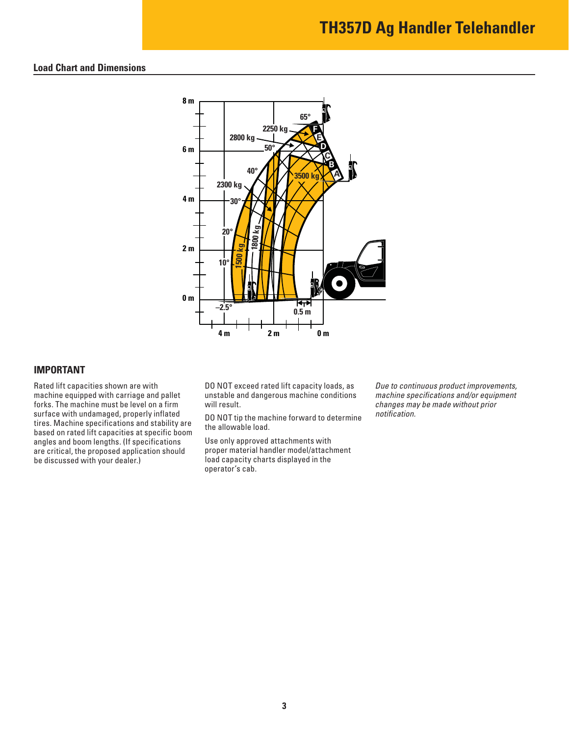## Load Chart and Dimensions

## IMPORTANT

Rated lift capacities shown are with machine equipped with carriage and pallet forks. The machine must be level on a firm surface with undamaged, properly inflated tires. Machine specifications and stability are based on rated lift capacities at specific boom angles and boom lengths. (If specifications are critical, the proposed application should be discussed with your dealer.)

DO NOT exceed rated lift capacity loads, as unstable and dangerous machine conditions will result.

DO NOT tip the machine forward to determine the allowable load.

Use only approved attachments with proper material handler model/attachment load capacity charts displayed in the operator's cab.

*Due to continuous product improvements, machine specifications and/or equipment changes may be made without prior notification.*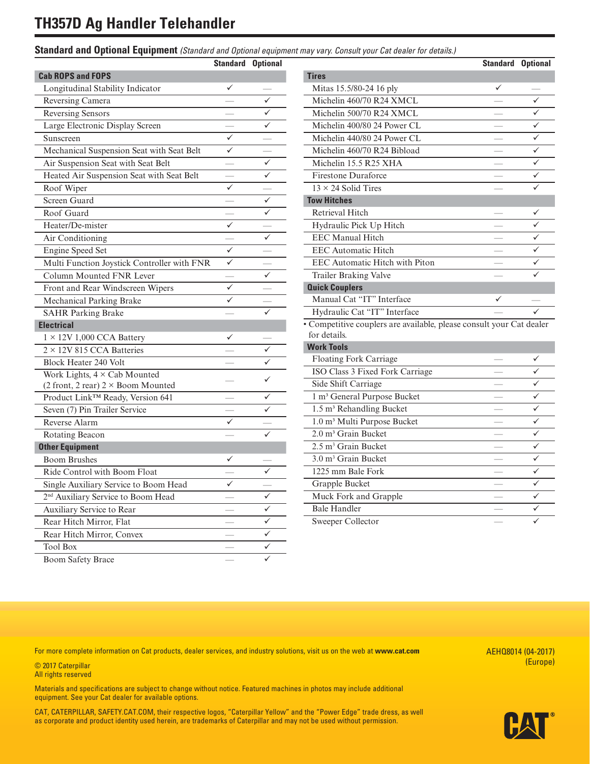# TH357D Ag Handler Telehandler

## Standard and Optional Equipment *(Standard and Optional equipment may vary. Consult your Cat dealer for details.)*

| | Standard | Optional |
|---|---|---|
| **Cab ROPS and FOPS** | | |
| Longitudinal Stability Indicator | ✓ | — |
| Reversing Camera | — | ✓ |
| Reversing Sensors | — | ✓ |
| Large Electronic Display Screen | — | ✓ |
| Sunscreen | ✓ | — |
| Mechanical Suspension Seat with Seat Belt | ✓ | — |
| Air Suspension Seat with Seat Belt | — | ✓ |
| Heated Air Suspension Seat with Seat Belt | — | ✓ |
| Roof Wiper | ✓ | — |
| Screen Guard | — | ✓ |
| Roof Guard | — | ✓ |
| Heater/De-mister | ✓ | — |
| Air Conditioning | — | ✓ |
| Engine Speed Set | ✓ | — |
| Multi Function Joystick Controller with FNR | ✓ | — |
| Column Mounted FNR Lever | — | ✓ |
| Front and Rear Windscreen Wipers | ✓ | — |
| Mechanical Parking Brake | ✓ | — |
| SAHR Parking Brake | — | ✓ |
| **Electrical** | | |
| 1 × 12V 1,000 CCA Battery | ✓ | — |
| 2 × 12V 815 CCA Batteries | — | ✓ |
| Block Heater 240 Volt | — | ✓ |
| Work Lights, 4 × Cab Mounted (2 front, 2 rear) 2 × Boom Mounted | — | ✓ |
| Product Link™ Ready, Version 641 | — | ✓ |
| Seven (7) Pin Trailer Service | — | ✓ |
| Reverse Alarm | ✓ | — |
| Rotating Beacon | — | ✓ |
| **Other Equipment** | | |
| Boom Brushes | ✓ | — |
| Ride Control with Boom Float | — | ✓ |
| Single Auxiliary Service to Boom Head | ✓ | — |
| 2nd Auxiliary Service to Boom Head | — | ✓ |
| Auxiliary Service to Rear | — | ✓ |
| Rear Hitch Mirror, Flat | — | ✓ |
| Rear Hitch Mirror, Convex | — | ✓ |
| Tool Box | — | ✓ |
| Boom Safety Brace | — | ✓ |

| | Standard | Optional |
|---|---|---|
| **Tires** | | |
| Mitas 15.5/80-24 16 ply | ✓ | — |
| Michelin 460/70 R24 XMCL | — | ✓ |
| Michelin 500/70 R24 XMCL | — | ✓ |
| Michelin 400/80 24 Power CL | — | ✓ |
| Michelin 440/80 24 Power CL | — | ✓ |
| Michelin 460/70 R24 Bibload | — | ✓ |
| Michelin 15.5 R25 XHA | — | ✓ |
| Firestone Duraforce | — | ✓ |
| 13 × 24 Solid Tires | — | ✓ |
| **Tow Hitches** | | |
| Retrieval Hitch | — | ✓ |
| Hydraulic Pick Up Hitch | — | ✓ |
| EEC Manual Hitch | — | ✓ |
| EEC Automatic Hitch | — | ✓ |
| EEC Automatic Hitch with Piton | — | ✓ |
| Trailer Braking Valve | — | ✓ |
| **Quick Couplers** | | |
| Manual Cat "IT" Interface | ✓ | — |
| Hydraulic Cat "IT" Interface | — | ✓ |

- Competitive couplers are available, please consult your Cat dealer for details.

| | Standard | Optional |
|---|---|---|
| **Work Tools** | | |
| Floating Fork Carriage | — | ✓ |
| ISO Class 3 Fixed Fork Carriage | — | ✓ |
| Side Shift Carriage | — | ✓ |
| 1 $m^3$ General Purpose Bucket | — | ✓ |
| 1.5 $m^3$ Rehandling Bucket | — | ✓ |
| 1.0 $m^3$ Multi Purpose Bucket | — | ✓ |
| 2.0 $m^3$ Grain Bucket | — | ✓ |
| 2.5 $m^3$ Grain Bucket | — | ✓ |
| 3.0 $m^3$ Grain Bucket | — | ✓ |
| 1225 mm Bale Fork | — | ✓ |
| Grapple Bucket | — | ✓ |
| Muck Fork and Grapple | — | ✓ |
| Bale Handler | — | ✓ |
| Sweeper Collector | — | ✓ |

For more complete information on Cat products, dealer services, and industry solutions, visit us on the web at **www.cat.com**

© 2017 Caterpillar
All rights reserved

Materials and specifications are subject to change without notice. Featured machines in photos may include additional equipment. See your Cat dealer for available options.

CAT, CATERPILLAR, SAFETY.CAT.COM, their respective logos, "Caterpillar Yellow" and the "Power Edge" trade dress, as well as corporate and product identity used herein, are trademarks of Caterpillar and may not be used without permission.

AEHQ8014 (04-2017)
(Europe)

CAT®